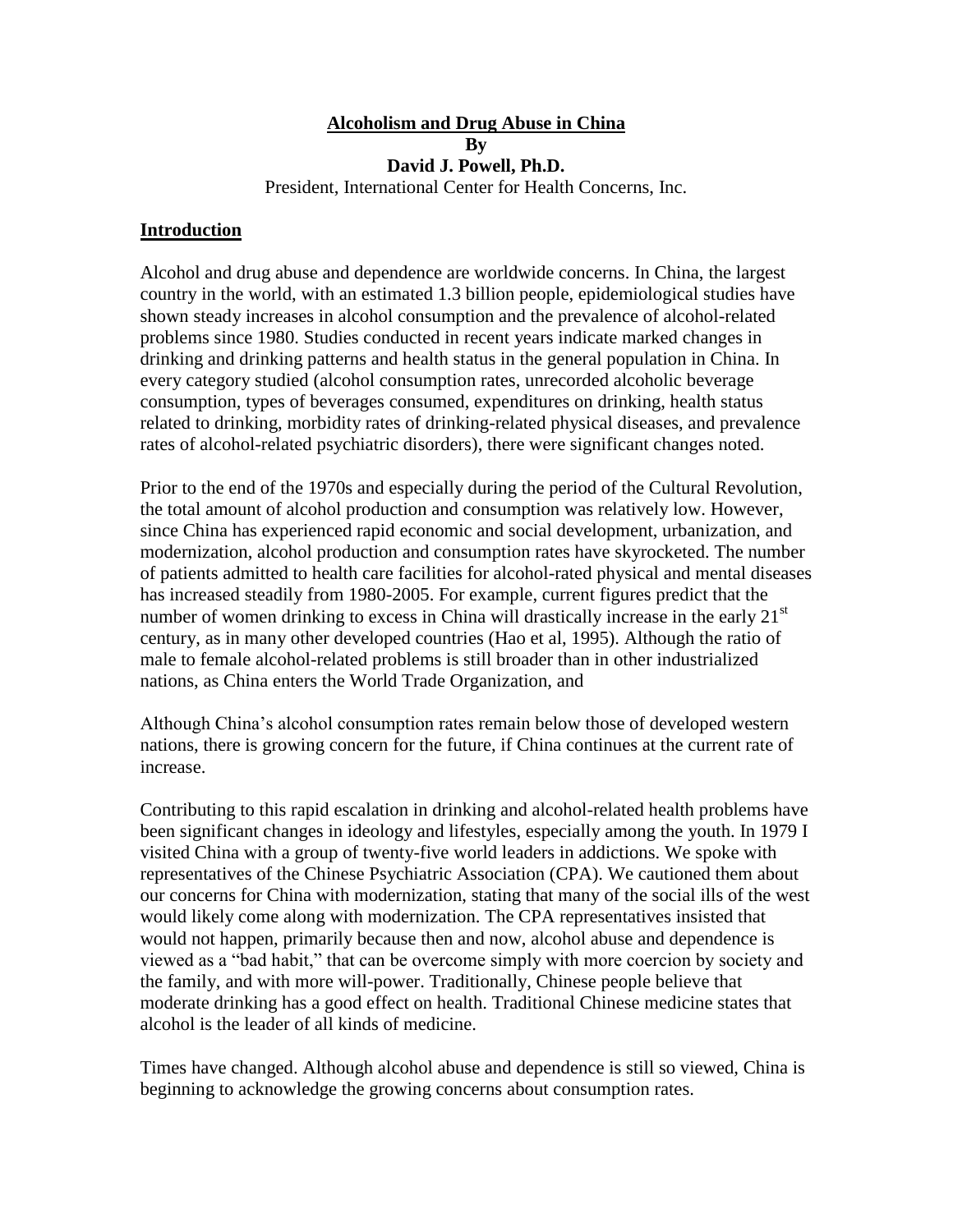**Alcoholism and Drug Abuse in China**
**By**
**David J. Powell, Ph.D.**
President, International Center for Health Concerns, Inc.

## Introduction

Alcohol and drug abuse and dependence are worldwide concerns. In China, the largest country in the world, with an estimated 1.3 billion people, epidemiological studies have shown steady increases in alcohol consumption and the prevalence of alcohol-related problems since 1980. Studies conducted in recent years indicate marked changes in drinking and drinking patterns and health status in the general population in China. In every category studied (alcohol consumption rates, unrecorded alcoholic beverage consumption, types of beverages consumed, expenditures on drinking, health status related to drinking, morbidity rates of drinking-related physical diseases, and prevalence rates of alcohol-related psychiatric disorders), there were significant changes noted.

Prior to the end of the 1970s and especially during the period of the Cultural Revolution, the total amount of alcohol production and consumption was relatively low. However, since China has experienced rapid economic and social development, urbanization, and modernization, alcohol production and consumption rates have skyrocketed. The number of patients admitted to health care facilities for alcohol-rated physical and mental diseases has increased steadily from 1980-2005. For example, current figures predict that the number of women drinking to excess in China will drastically increase in the early 21st century, as in many other developed countries (Hao et al, 1995). Although the ratio of male to female alcohol-related problems is still broader than in other industrialized nations, as China enters the World Trade Organization, and

Although China's alcohol consumption rates remain below those of developed western nations, there is growing concern for the future, if China continues at the current rate of increase.

Contributing to this rapid escalation in drinking and alcohol-related health problems have been significant changes in ideology and lifestyles, especially among the youth. In 1979 I visited China with a group of twenty-five world leaders in addictions. We spoke with representatives of the Chinese Psychiatric Association (CPA). We cautioned them about our concerns for China with modernization, stating that many of the social ills of the west would likely come along with modernization. The CPA representatives insisted that would not happen, primarily because then and now, alcohol abuse and dependence is viewed as a "bad habit," that can be overcome simply with more coercion by society and the family, and with more will-power. Traditionally, Chinese people believe that moderate drinking has a good effect on health. Traditional Chinese medicine states that alcohol is the leader of all kinds of medicine.

Times have changed. Although alcohol abuse and dependence is still so viewed, China is beginning to acknowledge the growing concerns about consumption rates.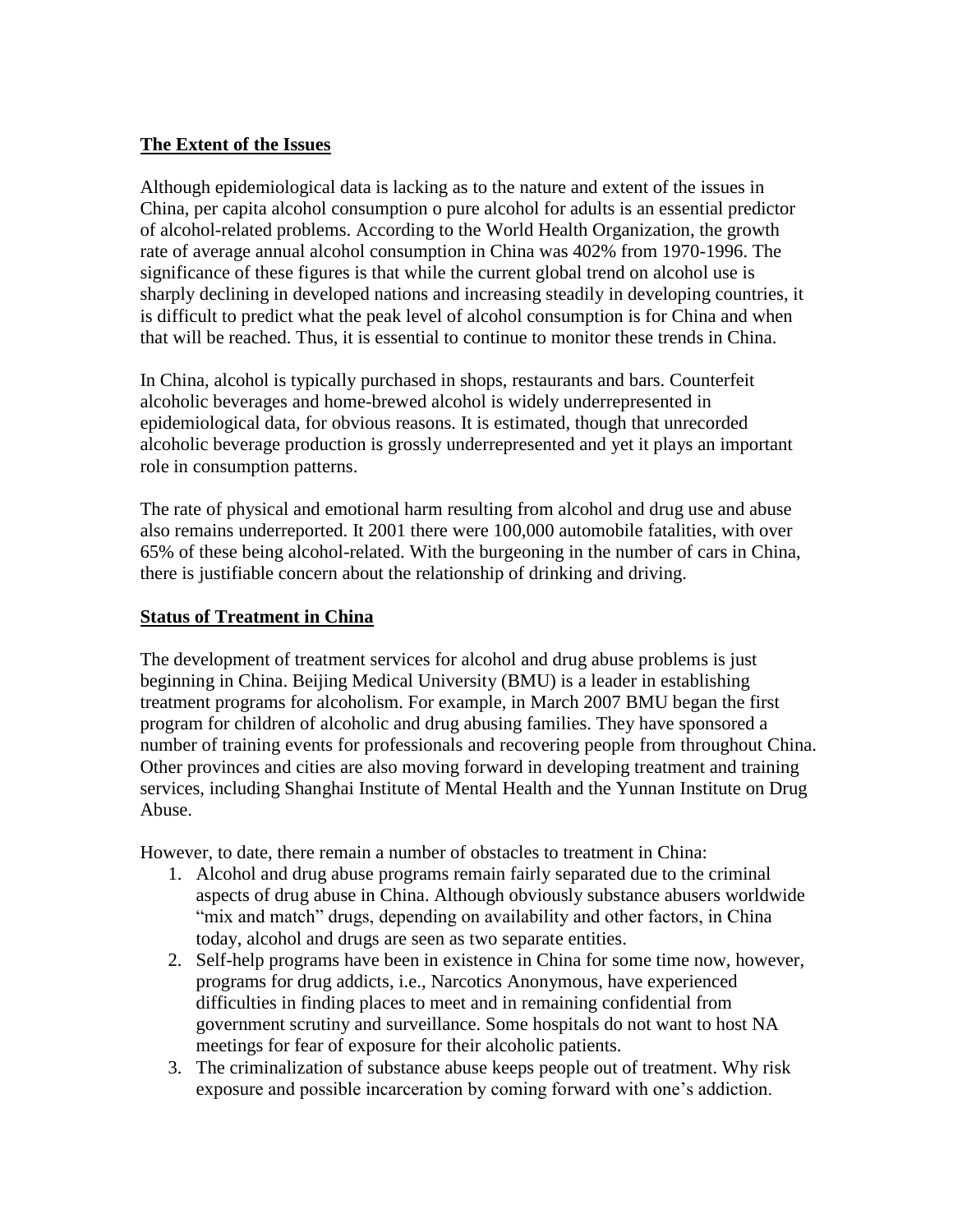## The Extent of the Issues

Although epidemiological data is lacking as to the nature and extent of the issues in China, per capita alcohol consumption o pure alcohol for adults is an essential predictor of alcohol-related problems. According to the World Health Organization, the growth rate of average annual alcohol consumption in China was 402% from 1970-1996. The significance of these figures is that while the current global trend on alcohol use is sharply declining in developed nations and increasing steadily in developing countries, it is difficult to predict what the peak level of alcohol consumption is for China and when that will be reached. Thus, it is essential to continue to monitor these trends in China.

In China, alcohol is typically purchased in shops, restaurants and bars. Counterfeit alcoholic beverages and home-brewed alcohol is widely underrepresented in epidemiological data, for obvious reasons. It is estimated, though that unrecorded alcoholic beverage production is grossly underrepresented and yet it plays an important role in consumption patterns.

The rate of physical and emotional harm resulting from alcohol and drug use and abuse also remains underreported. It 2001 there were 100,000 automobile fatalities, with over 65% of these being alcohol-related. With the burgeoning in the number of cars in China, there is justifiable concern about the relationship of drinking and driving.

## Status of Treatment in China

The development of treatment services for alcohol and drug abuse problems is just beginning in China. Beijing Medical University (BMU) is a leader in establishing treatment programs for alcoholism. For example, in March 2007 BMU began the first program for children of alcoholic and drug abusing families. They have sponsored a number of training events for professionals and recovering people from throughout China. Other provinces and cities are also moving forward in developing treatment and training services, including Shanghai Institute of Mental Health and the Yunnan Institute on Drug Abuse.

However, to date, there remain a number of obstacles to treatment in China:

1. Alcohol and drug abuse programs remain fairly separated due to the criminal aspects of drug abuse in China. Although obviously substance abusers worldwide "mix and match" drugs, depending on availability and other factors, in China today, alcohol and drugs are seen as two separate entities.
2. Self-help programs have been in existence in China for some time now, however, programs for drug addicts, i.e., Narcotics Anonymous, have experienced difficulties in finding places to meet and in remaining confidential from government scrutiny and surveillance. Some hospitals do not want to host NA meetings for fear of exposure for their alcoholic patients.
3. The criminalization of substance abuse keeps people out of treatment. Why risk exposure and possible incarceration by coming forward with one's addiction.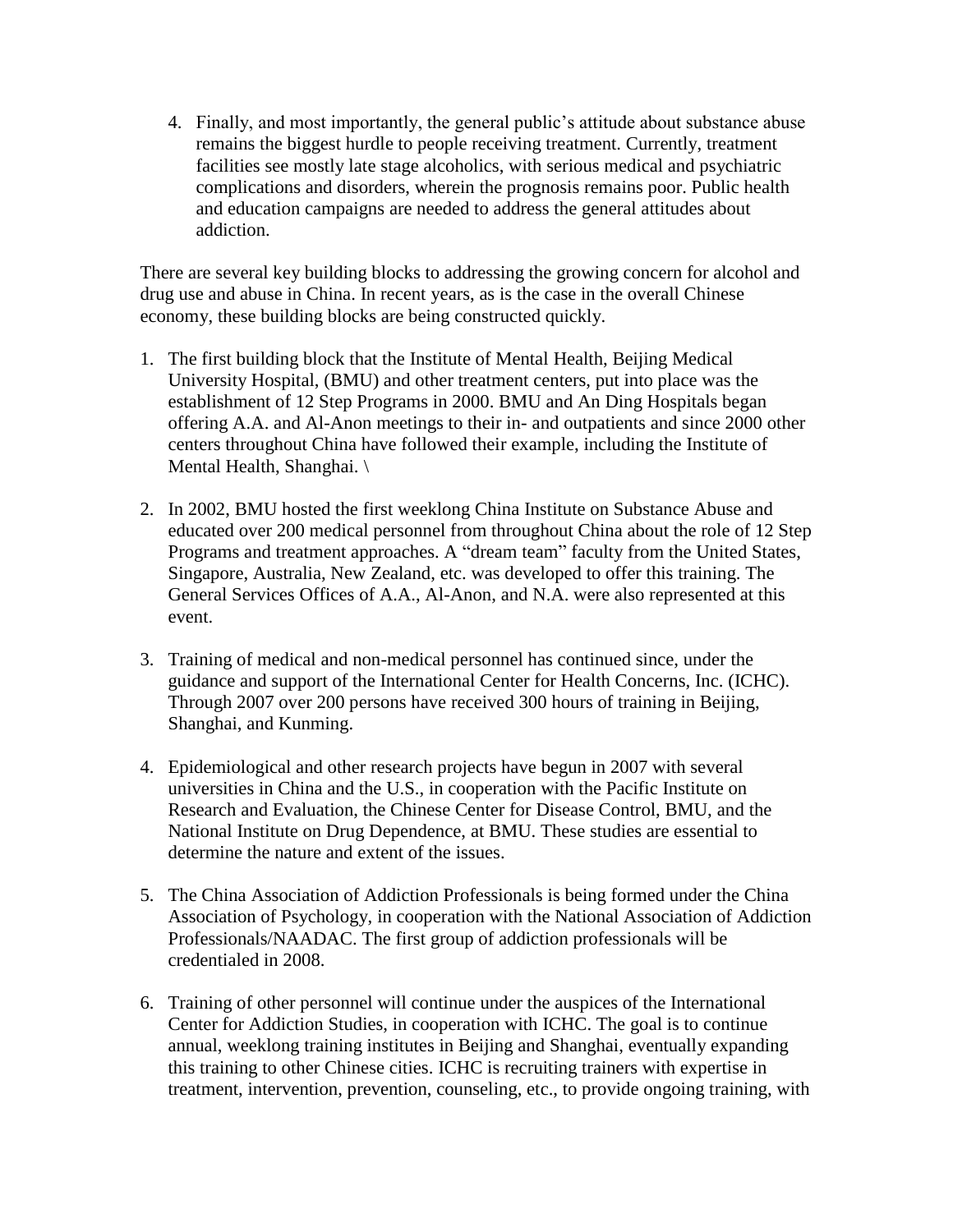4. Finally, and most importantly, the general public's attitude about substance abuse remains the biggest hurdle to people receiving treatment. Currently, treatment facilities see mostly late stage alcoholics, with serious medical and psychiatric complications and disorders, wherein the prognosis remains poor. Public health and education campaigns are needed to address the general attitudes about addiction.

There are several key building blocks to addressing the growing concern for alcohol and drug use and abuse in China. In recent years, as is the case in the overall Chinese economy, these building blocks are being constructed quickly.

1. The first building block that the Institute of Mental Health, Beijing Medical University Hospital, (BMU) and other treatment centers, put into place was the establishment of 12 Step Programs in 2000. BMU and An Ding Hospitals began offering A.A. and Al-Anon meetings to their in- and outpatients and since 2000 other centers throughout China have followed their example, including the Institute of Mental Health, Shanghai. \

2. In 2002, BMU hosted the first weeklong China Institute on Substance Abuse and educated over 200 medical personnel from throughout China about the role of 12 Step Programs and treatment approaches. A "dream team" faculty from the United States, Singapore, Australia, New Zealand, etc. was developed to offer this training. The General Services Offices of A.A., Al-Anon, and N.A. were also represented at this event.

3. Training of medical and non-medical personnel has continued since, under the guidance and support of the International Center for Health Concerns, Inc. (ICHC). Through 2007 over 200 persons have received 300 hours of training in Beijing, Shanghai, and Kunming.

4. Epidemiological and other research projects have begun in 2007 with several universities in China and the U.S., in cooperation with the Pacific Institute on Research and Evaluation, the Chinese Center for Disease Control, BMU, and the National Institute on Drug Dependence, at BMU. These studies are essential to determine the nature and extent of the issues.

5. The China Association of Addiction Professionals is being formed under the China Association of Psychology, in cooperation with the National Association of Addiction Professionals/NAADAC. The first group of addiction professionals will be credentialed in 2008.

6. Training of other personnel will continue under the auspices of the International Center for Addiction Studies, in cooperation with ICHC. The goal is to continue annual, weeklong training institutes in Beijing and Shanghai, eventually expanding this training to other Chinese cities. ICHC is recruiting trainers with expertise in treatment, intervention, prevention, counseling, etc., to provide ongoing training, with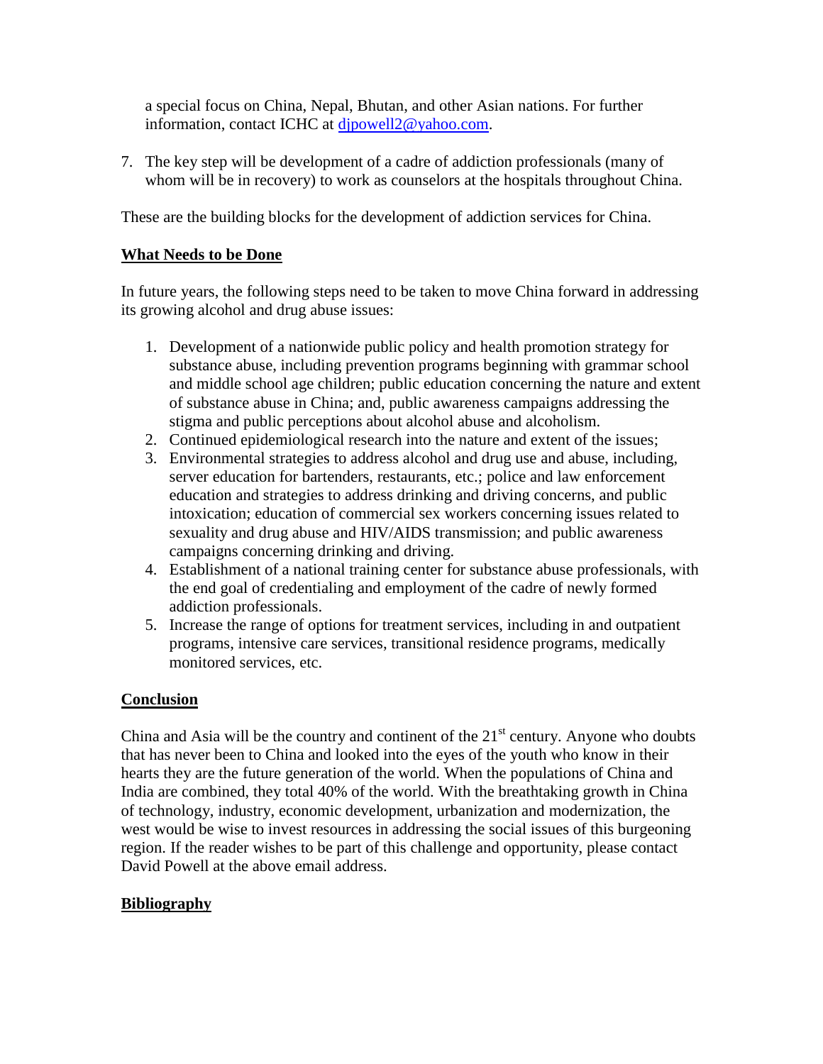a special focus on China, Nepal, Bhutan, and other Asian nations. For further information, contact ICHC at [djpowell2@yahoo.com](mailto:djpowell2@yahoo.com).

7. The key step will be development of a cadre of addiction professionals (many of whom will be in recovery) to work as counselors at the hospitals throughout China.

These are the building blocks for the development of addiction services for China.

## What Needs to be Done

In future years, the following steps need to be taken to move China forward in addressing its growing alcohol and drug abuse issues:

1. Development of a nationwide public policy and health promotion strategy for substance abuse, including prevention programs beginning with grammar school and middle school age children; public education concerning the nature and extent of substance abuse in China; and, public awareness campaigns addressing the stigma and public perceptions about alcohol abuse and alcoholism.
2. Continued epidemiological research into the nature and extent of the issues;
3. Environmental strategies to address alcohol and drug use and abuse, including, server education for bartenders, restaurants, etc.; police and law enforcement education and strategies to address drinking and driving concerns, and public intoxication; education of commercial sex workers concerning issues related to sexuality and drug abuse and HIV/AIDS transmission; and public awareness campaigns concerning drinking and driving.
4. Establishment of a national training center for substance abuse professionals, with the end goal of credentialing and employment of the cadre of newly formed addiction professionals.
5. Increase the range of options for treatment services, including in and outpatient programs, intensive care services, transitional residence programs, medically monitored services, etc.

## Conclusion

China and Asia will be the country and continent of the 21st century. Anyone who doubts that has never been to China and looked into the eyes of the youth who know in their hearts they are the future generation of the world. When the populations of China and India are combined, they total 40% of the world. With the breathtaking growth in China of technology, industry, economic development, urbanization and modernization, the west would be wise to invest resources in addressing the social issues of this burgeoning region. If the reader wishes to be part of this challenge and opportunity, please contact David Powell at the above email address.

## Bibliography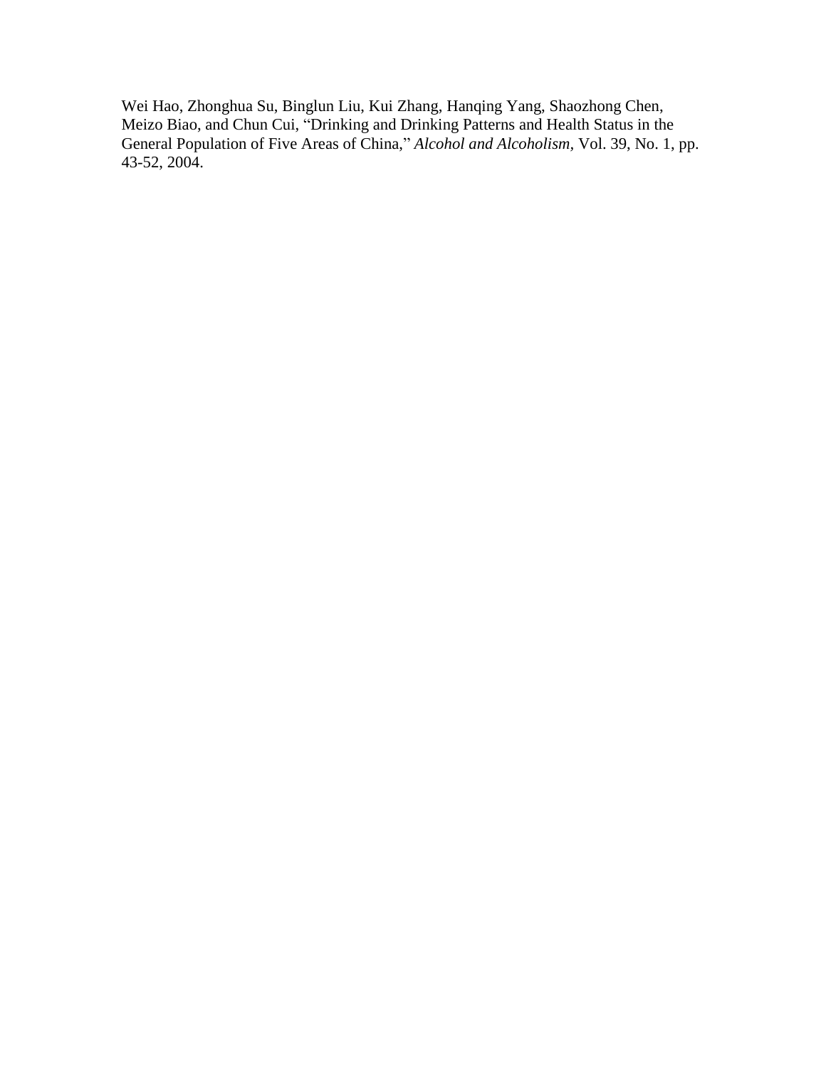Wei Hao, Zhonghua Su, Binglun Liu, Kui Zhang, Hanqing Yang, Shaozhong Chen, Meizo Biao, and Chun Cui, "Drinking and Drinking Patterns and Health Status in the General Population of Five Areas of China," *Alcohol and Alcoholism*, Vol. 39, No. 1, pp. 43-52, 2004.